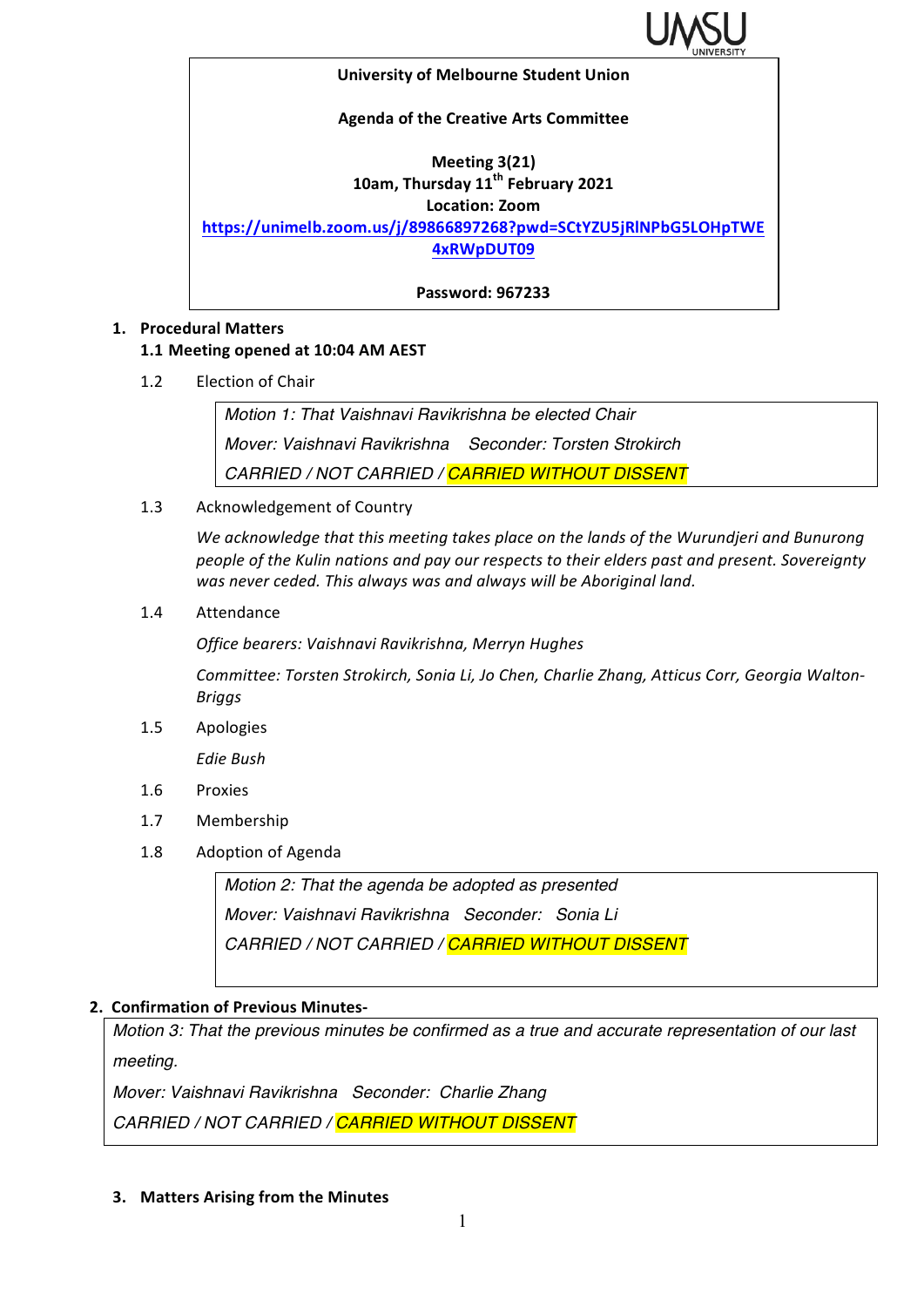**University of Melbourne Student Union**

**Agenda of the Creative Arts Committee**

**Meeting 3(21)**
**10am, Thursday 11th February 2021**
**Location: Zoom**
**https://unimelb.zoom.us/j/89866897268?pwd=SCtYZU5jRlNPbG5LOHpTWE4xRWpDUT09**

**Password: 967233**

1. **Procedural Matters**
   **1.1 Meeting opened at 10:04 AM AEST**

   1.2 Election of Chair

   > *Motion 1: That Vaishnavi Ravikrishna be elected Chair*
   > *Mover: Vaishnavi Ravikrishna Seconder: Torsten Strokirch*
   > *CARRIED / NOT CARRIED / CARRIED WITHOUT DISSENT*

   1.3 Acknowledgement of Country

   *We acknowledge that this meeting takes place on the lands of the Wurundjeri and Bunurong people of the Kulin nations and pay our respects to their elders past and present. Sovereignty was never ceded. This always was and always will be Aboriginal land.*

   1.4 Attendance

   *Office bearers: Vaishnavi Ravikrishna, Merryn Hughes*

   *Committee: Torsten Strokirch, Sonia Li, Jo Chen, Charlie Zhang, Atticus Corr, Georgia Walton-Briggs*

   1.5 Apologies

   *Edie Bush*

   1.6 Proxies

   1.7 Membership

   1.8 Adoption of Agenda

   > *Motion 2: That the agenda be adopted as presented*
   > *Mover: Vaishnavi Ravikrishna Seconder: Sonia Li*
   > *CARRIED / NOT CARRIED / CARRIED WITHOUT DISSENT*

2. **Confirmation of Previous Minutes-**

   > *Motion 3: That the previous minutes be confirmed as a true and accurate representation of our last meeting.*
   > *Mover: Vaishnavi Ravikrishna Seconder: Charlie Zhang*
   > *CARRIED / NOT CARRIED / CARRIED WITHOUT DISSENT*

3. **Matters Arising from the Minutes**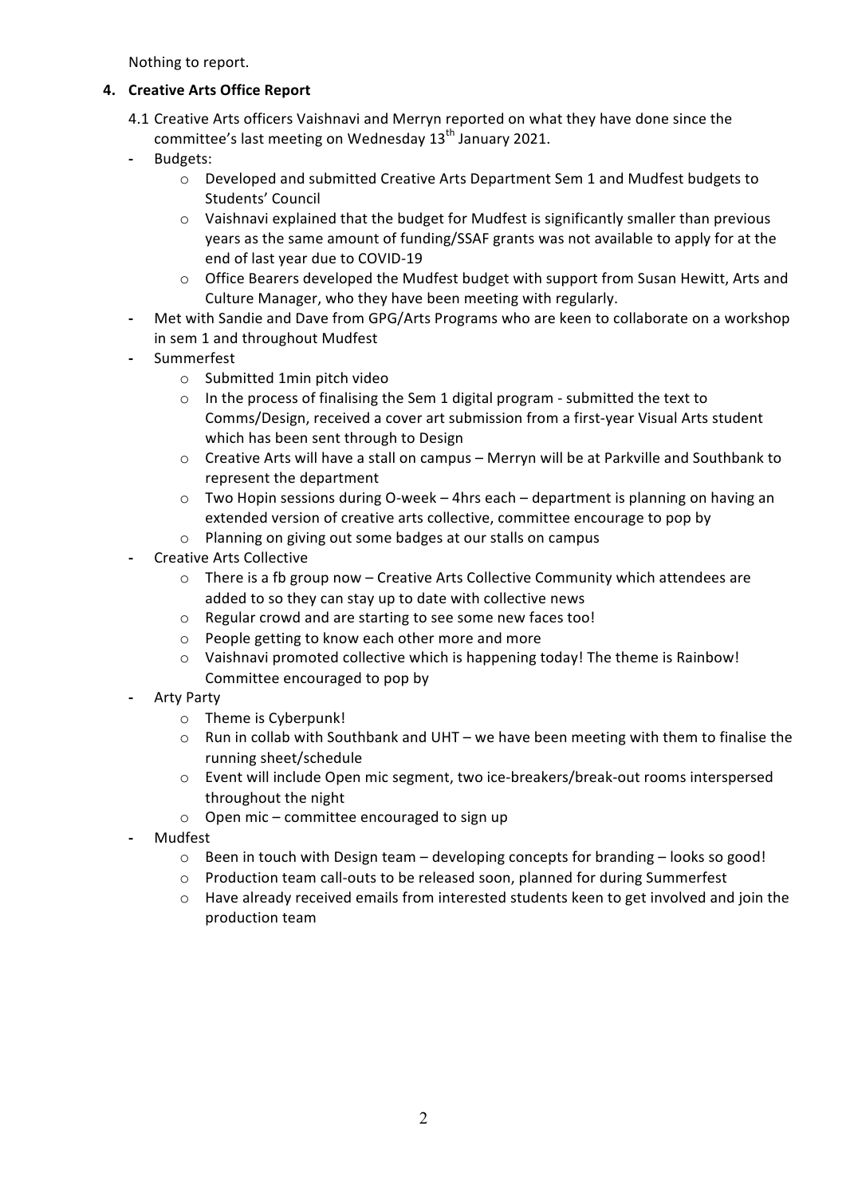Nothing to report.

4. **Creative Arts Office Report**

4.1 Creative Arts officers Vaishnavi and Merryn reported on what they have done since the committee's last meeting on Wednesday 13$^{th}$ January 2021.

- Budgets:
  - Developed and submitted Creative Arts Department Sem 1 and Mudfest budgets to Students' Council
  - Vaishnavi explained that the budget for Mudfest is significantly smaller than previous years as the same amount of funding/SSAF grants was not available to apply for at the end of last year due to COVID-19
  - Office Bearers developed the Mudfest budget with support from Susan Hewitt, Arts and Culture Manager, who they have been meeting with regularly.
- Met with Sandie and Dave from GPG/Arts Programs who are keen to collaborate on a workshop in sem 1 and throughout Mudfest
- Summerfest
  - Submitted 1min pitch video
  - In the process of finalising the Sem 1 digital program - submitted the text to Comms/Design, received a cover art submission from a first-year Visual Arts student which has been sent through to Design
  - Creative Arts will have a stall on campus – Merryn will be at Parkville and Southbank to represent the department
  - Two Hopin sessions during O-week – 4hrs each – department is planning on having an extended version of creative arts collective, committee encourage to pop by
  - Planning on giving out some badges at our stalls on campus
- Creative Arts Collective
  - There is a fb group now – Creative Arts Collective Community which attendees are added to so they can stay up to date with collective news
  - Regular crowd and are starting to see some new faces too!
  - People getting to know each other more and more
  - Vaishnavi promoted collective which is happening today! The theme is Rainbow! Committee encouraged to pop by
- Arty Party
  - Theme is Cyberpunk!
  - Run in collab with Southbank and UHT – we have been meeting with them to finalise the running sheet/schedule
  - Event will include Open mic segment, two ice-breakers/break-out rooms interspersed throughout the night
  - Open mic – committee encouraged to sign up
- Mudfest
  - Been in touch with Design team – developing concepts for branding – looks so good!
  - Production team call-outs to be released soon, planned for during Summerfest
  - Have already received emails from interested students keen to get involved and join the production team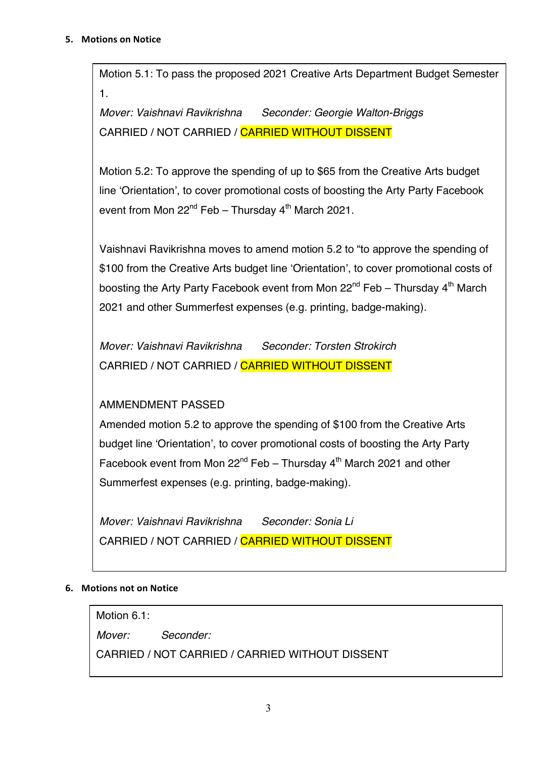## 5. Motions on Notice

Motion 5.1: To pass the proposed 2021 Creative Arts Department Budget Semester 1.

*Mover: Vaishnavi Ravikrishna* *Seconder: Georgie Walton-Briggs*

CARRIED / NOT CARRIED / CARRIED WITHOUT DISSENT

Motion 5.2: To approve the spending of up to $65 from the Creative Arts budget line 'Orientation', to cover promotional costs of boosting the Arty Party Facebook event from Mon 22nd Feb – Thursday 4th March 2021.

Vaishnavi Ravikrishna moves to amend motion 5.2 to "to approve the spending of $100 from the Creative Arts budget line 'Orientation', to cover promotional costs of boosting the Arty Party Facebook event from Mon 22nd Feb – Thursday 4th March 2021 and other Summerfest expenses (e.g. printing, badge-making).

*Mover: Vaishnavi Ravikrishna* *Seconder: Torsten Strokirch*

CARRIED / NOT CARRIED / CARRIED WITHOUT DISSENT

AMMENDMENT PASSED

Amended motion 5.2 to approve the spending of $100 from the Creative Arts budget line 'Orientation', to cover promotional costs of boosting the Arty Party Facebook event from Mon 22nd Feb – Thursday 4th March 2021 and other Summerfest expenses (e.g. printing, badge-making).

*Mover: Vaishnavi Ravikrishna* *Seconder: Sonia Li*

CARRIED / NOT CARRIED / CARRIED WITHOUT DISSENT

## 6. Motions not on Notice

Motion 6.1:

*Mover:* *Seconder:*

CARRIED / NOT CARRIED / CARRIED WITHOUT DISSENT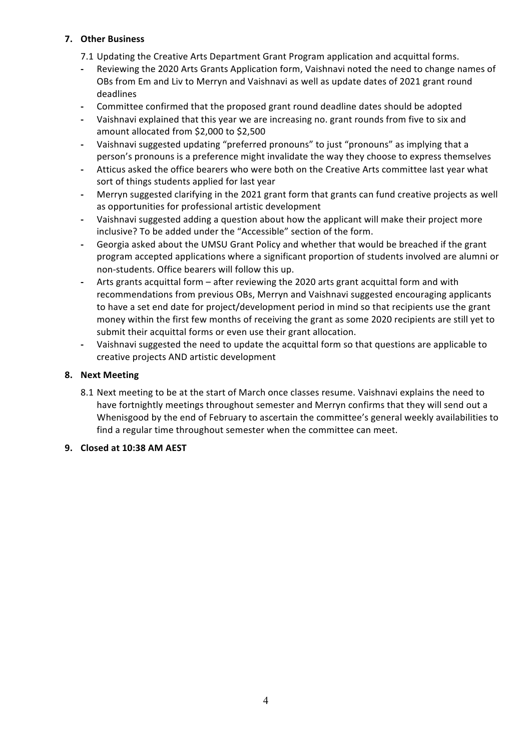**7. Other Business**

7.1 Updating the Creative Arts Department Grant Program application and acquittal forms.

- Reviewing the 2020 Arts Grants Application form, Vaishnavi noted the need to change names of OBs from Em and Liv to Merryn and Vaishnavi as well as update dates of 2021 grant round deadlines
- Committee confirmed that the proposed grant round deadline dates should be adopted
- Vaishnavi explained that this year we are increasing no. grant rounds from five to six and amount allocated from $2,000 to $2,500
- Vaishnavi suggested updating "preferred pronouns" to just "pronouns" as implying that a person's pronouns is a preference might invalidate the way they choose to express themselves
- Atticus asked the office bearers who were both on the Creative Arts committee last year what sort of things students applied for last year
- Merryn suggested clarifying in the 2021 grant form that grants can fund creative projects as well as opportunities for professional artistic development
- Vaishnavi suggested adding a question about how the applicant will make their project more inclusive? To be added under the "Accessible" section of the form.
- Georgia asked about the UMSU Grant Policy and whether that would be breached if the grant program accepted applications where a significant proportion of students involved are alumni or non-students. Office bearers will follow this up.
- Arts grants acquittal form – after reviewing the 2020 arts grant acquittal form and with recommendations from previous OBs, Merryn and Vaishnavi suggested encouraging applicants to have a set end date for project/development period in mind so that recipients use the grant money within the first few months of receiving the grant as some 2020 recipients are still yet to submit their acquittal forms or even use their grant allocation.
- Vaishnavi suggested the need to update the acquittal form so that questions are applicable to creative projects AND artistic development

**8. Next Meeting**

8.1 Next meeting to be at the start of March once classes resume. Vaishnavi explains the need to have fortnightly meetings throughout semester and Merryn confirms that they will send out a Whenisgood by the end of February to ascertain the committee's general weekly availabilities to find a regular time throughout semester when the committee can meet.

**9. Closed at 10:38 AM AEST**